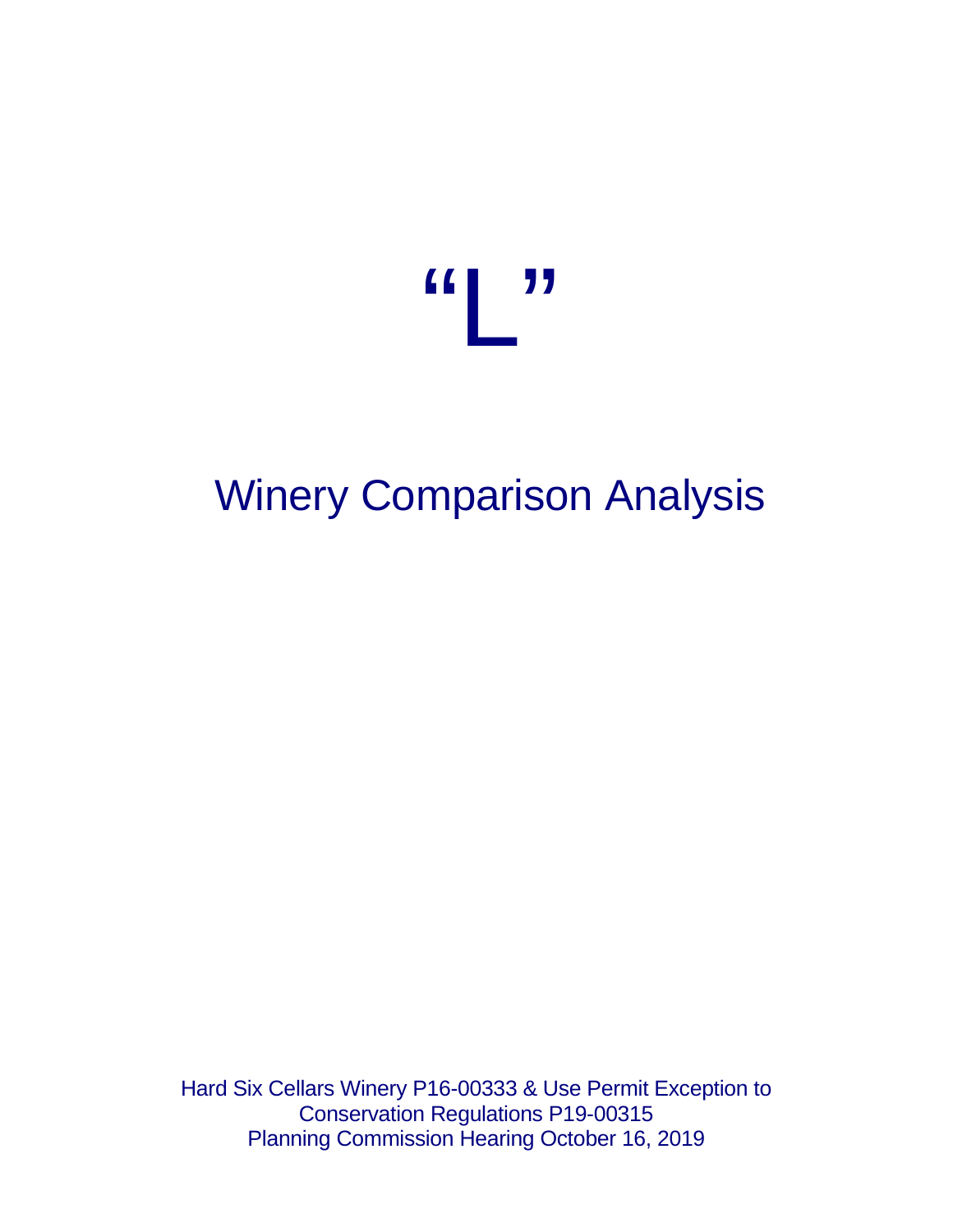# “L”

# Winery Comparison Analysis

Hard Six Cellars Winery P16-00333 & Use Permit Exception to Conservation Regulations P19-00315
Planning Commission Hearing October 16, 2019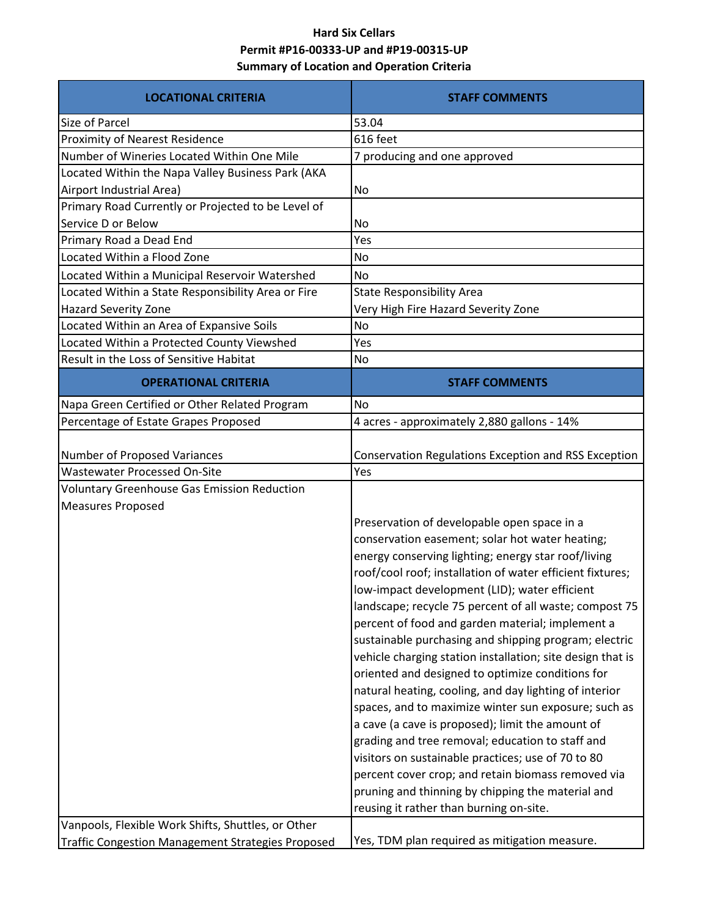**Hard Six Cellars**

**Permit #P16-00333-UP and #P19-00315-UP**

**Summary of Location and Operation Criteria**

| LOCATIONAL CRITERIA | STAFF COMMENTS |
|---|---|
| Size of Parcel | 53.04 |
| Proximity of Nearest Residence | 616 feet |
| Number of Wineries Located Within One Mile | 7 producing and one approved |
| Located Within the Napa Valley Business Park (AKA Airport Industrial Area) | No |
| Primary Road Currently or Projected to be Level of Service D or Below | No |
| Primary Road a Dead End | Yes |
| Located Within a Flood Zone | No |
| Located Within a Municipal Reservoir Watershed | No |
| Located Within a State Responsibility Area or Fire Hazard Severity Zone | State Responsibility Area<br>Very High Fire Hazard Severity Zone |
| Located Within an Area of Expansive Soils | No |
| Located Within a Protected County Viewshed | Yes |
| Result in the Loss of Sensitive Habitat | No |
| **OPERATIONAL CRITERIA** | **STAFF COMMENTS** |
| Napa Green Certified or Other Related Program | No |
| Percentage of Estate Grapes Proposed | 4 acres - approximately 2,880 gallons - 14% |
| Number of Proposed Variances | Conservation Regulations Exception and RSS Exception |
| Wastewater Processed On-Site | Yes |
| Voluntary Greenhouse Gas Emission Reduction Measures Proposed | Preservation of developable open space in a conservation easement; solar hot water heating; energy conserving lighting; energy star roof/living roof/cool roof; installation of water efficient fixtures; low-impact development (LID); water efficient landscape; recycle 75 percent of all waste; compost 75 percent of food and garden material; implement a sustainable purchasing and shipping program; electric vehicle charging station installation; site design that is oriented and designed to optimize conditions for natural heating, cooling, and day lighting of interior spaces, and to maximize winter sun exposure; such as a cave (a cave is proposed); limit the amount of grading and tree removal; education to staff and visitors on sustainable practices; use of 70 to 80 percent cover crop; and retain biomass removed via pruning and thinning by chipping the material and reusing it rather than burning on-site. |
| Vanpools, Flexible Work Shifts, Shuttles, or Other Traffic Congestion Management Strategies Proposed | Yes, TDM plan required as mitigation measure. |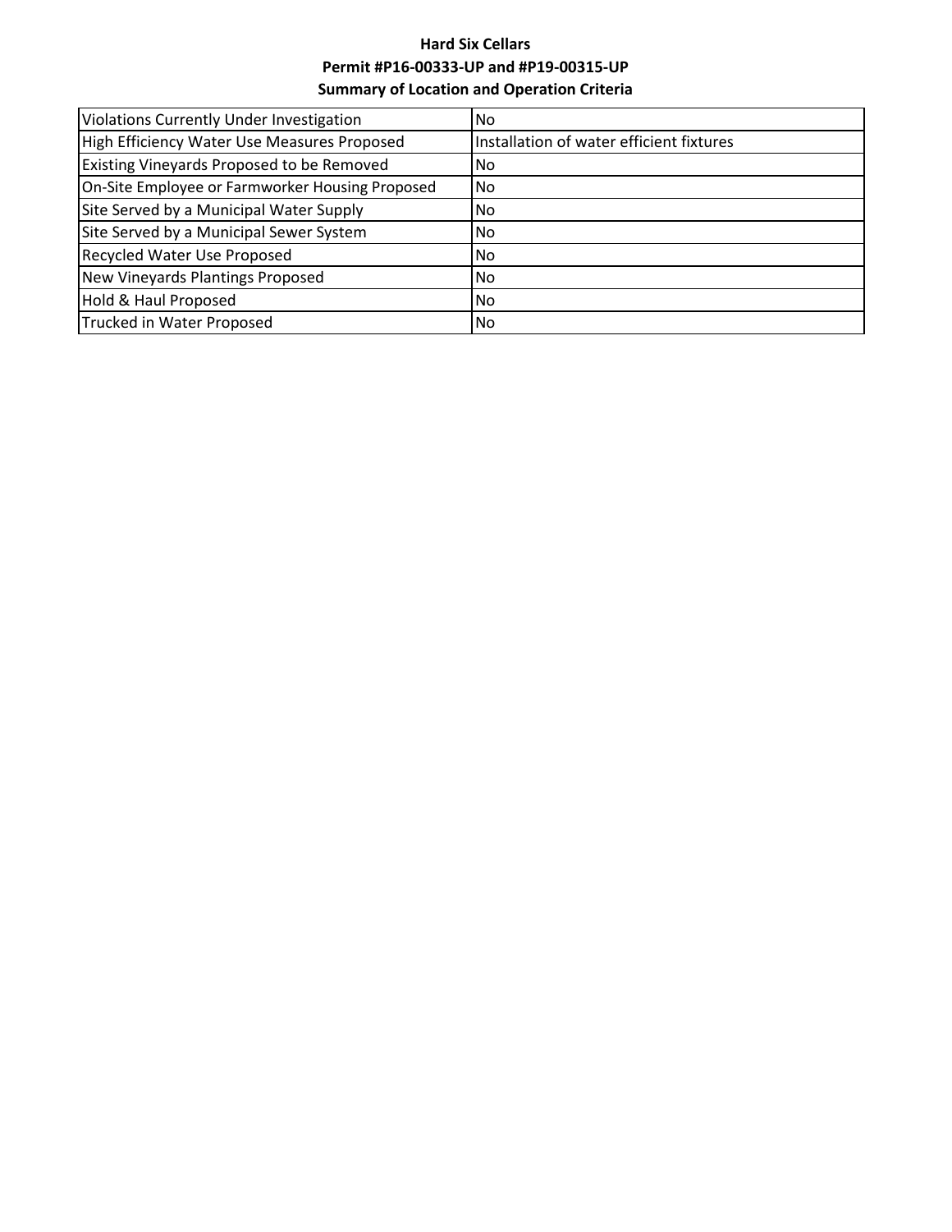**Hard Six Cellars**

**Permit #P16-00333-UP and #P19-00315-UP**

**Summary of Location and Operation Criteria**

| | |
|---|---|
| Violations Currently Under Investigation | No |
| High Efficiency Water Use Measures Proposed | Installation of water efficient fixtures |
| Existing Vineyards Proposed to be Removed | No |
| On-Site Employee or Farmworker Housing Proposed | No |
| Site Served by a Municipal Water Supply | No |
| Site Served by a Municipal Sewer System | No |
| Recycled Water Use Proposed | No |
| New Vineyards Plantings Proposed | No |
| Hold & Haul Proposed | No |
| Trucked in Water Proposed | No |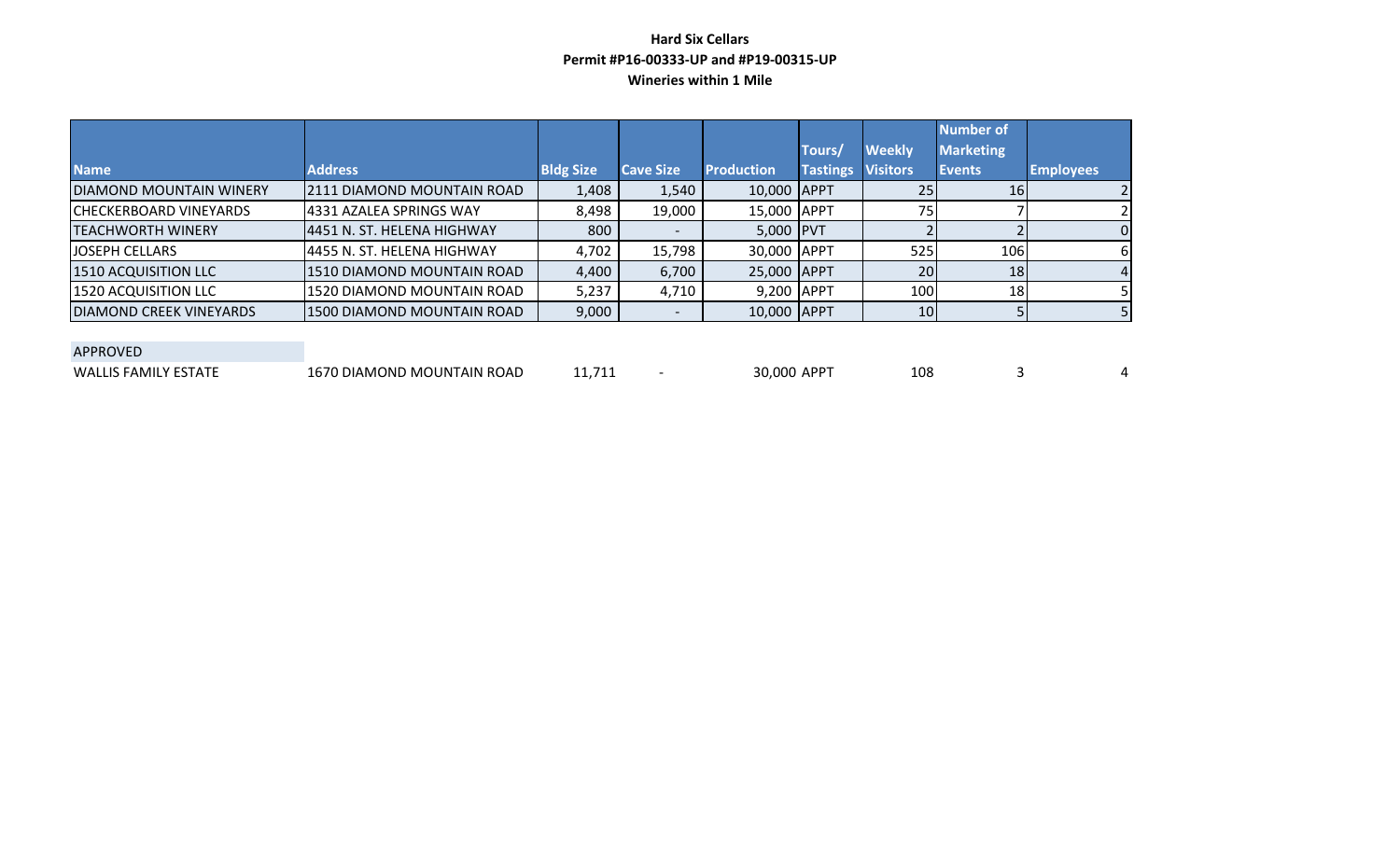**Hard Six Cellars**
**Permit #P16-00333-UP and #P19-00315-UP**
**Wineries within 1 Mile**

| Name | Address | Bldg Size | Cave Size | Production | Tours/ Tastings | Weekly Visitors | Number of Marketing Events | Employees |
|---|---|---|---|---|---|---|---|---|
| DIAMOND MOUNTAIN WINERY | 2111 DIAMOND MOUNTAIN ROAD | 1,408 | 1,540 | 10,000 | APPT | 25 | 16 | 2 |
| CHECKERBOARD VINEYARDS | 4331 AZALEA SPRINGS WAY | 8,498 | 19,000 | 15,000 | APPT | 75 | 7 | 2 |
| TEACHWORTH WINERY | 4451 N. ST. HELENA HIGHWAY | 800 | - | 5,000 | PVT | 2 | 2 | 0 |
| JOSEPH CELLARS | 4455 N. ST. HELENA HIGHWAY | 4,702 | 15,798 | 30,000 | APPT | 525 | 106 | 6 |
| 1510 ACQUISITION LLC | 1510 DIAMOND MOUNTAIN ROAD | 4,400 | 6,700 | 25,000 | APPT | 20 | 18 | 4 |
| 1520 ACQUISITION LLC | 1520 DIAMOND MOUNTAIN ROAD | 5,237 | 4,710 | 9,200 | APPT | 100 | 18 | 5 |
| DIAMOND CREEK VINEYARDS | 1500 DIAMOND MOUNTAIN ROAD | 9,000 | - | 10,000 | APPT | 10 | 5 | 5 |
| APPROVED | | | | | | | | |
| WALLIS FAMILY ESTATE | 1670 DIAMOND MOUNTAIN ROAD | 11,711 | - | 30,000 | APPT | 108 | 3 | 4 |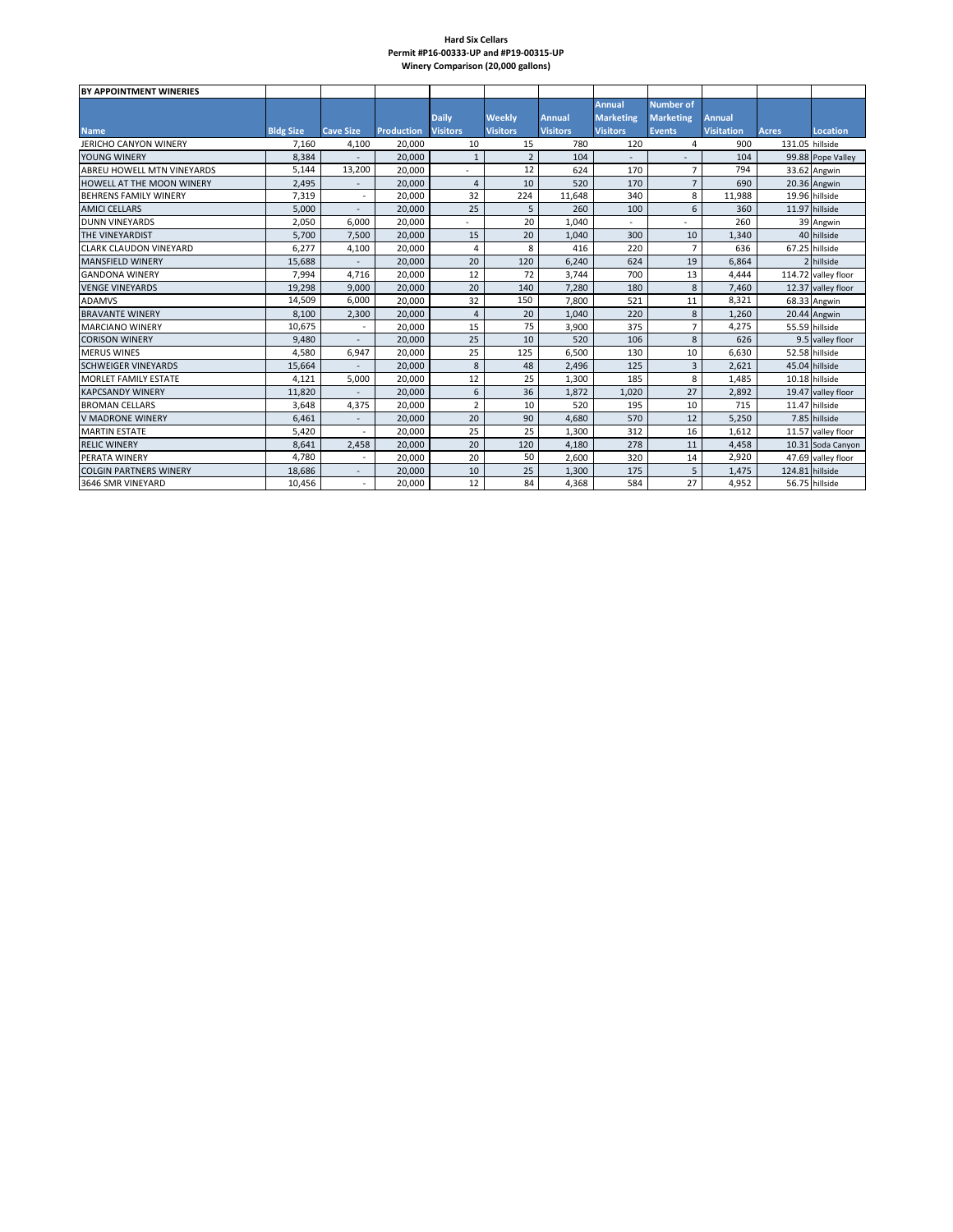**Hard Six Cellars**
**Permit #P16-00333-UP and #P19-00315-UP**
**Winery Comparison (20,000 gallons)**

| BY APPOINTMENT WINERIES | | | | | | | | | | | |
|---|---|---|---|---|---|---|---|---|---|---|---|
| Name | Bldg Size | Cave Size | Production | Daily Visitors | Weekly Visitors | Annual Visitors | Annual Marketing Visitors | Number of Marketing Events | Annual Visitation | Acres | Location |
| JERICHO CANYON WINERY | 7,160 | 4,100 | 20,000 | 10 | 15 | 780 | 120 | 4 | 900 | 131.05 | hillside |
| YOUNG WINERY | 8,384 | - | 20,000 | 1 | 2 | 104 | - | - | 104 | 99.88 | Pope Valley |
| ABREU HOWELL MTN VINEYARDS | 5,144 | 13,200 | 20,000 | - | 12 | 624 | 170 | 7 | 794 | 33.62 | Angwin |
| HOWELL AT THE MOON WINERY | 2,495 | - | 20,000 | 4 | 10 | 520 | 170 | 7 | 690 | 20.36 | Angwin |
| BEHRENS FAMILY WINERY | 7,319 | - | 20,000 | 32 | 224 | 11,648 | 340 | 8 | 11,988 | 19.96 | hillside |
| AMICI CELLARS | 5,000 | - | 20,000 | 25 | 5 | 260 | 100 | 6 | 360 | 11.97 | hillside |
| DUNN VINEYARDS | 2,050 | 6,000 | 20,000 | - | 20 | 1,040 | - | - | 260 | 39 | Angwin |
| THE VINEYARDIST | 5,700 | 7,500 | 20,000 | 15 | 20 | 1,040 | 300 | 10 | 1,340 | 40 | hillside |
| CLARK CLAUDON VINEYARD | 6,277 | 4,100 | 20,000 | 4 | 8 | 416 | 220 | 7 | 636 | 67.25 | hillside |
| MANSFIELD WINERY | 15,688 | - | 20,000 | 20 | 120 | 6,240 | 624 | 19 | 6,864 | 2 | hillside |
| GANDONA WINERY | 7,994 | 4,716 | 20,000 | 12 | 72 | 3,744 | 700 | 13 | 4,444 | 114.72 | valley floor |
| VENGE VINEYARDS | 19,298 | 9,000 | 20,000 | 20 | 140 | 7,280 | 180 | 8 | 7,460 | 12.37 | valley floor |
| ADAMVS | 14,509 | 6,000 | 20,000 | 32 | 150 | 7,800 | 521 | 11 | 8,321 | 68.33 | Angwin |
| BRAVANTE WINERY | 8,100 | 2,300 | 20,000 | 4 | 20 | 1,040 | 220 | 8 | 1,260 | 20.44 | Angwin |
| MARCIANO WINERY | 10,675 | - | 20,000 | 15 | 75 | 3,900 | 375 | 7 | 4,275 | 55.59 | hillside |
| CORISON WINERY | 9,480 | - | 20,000 | 25 | 10 | 520 | 106 | 8 | 626 | 9.5 | valley floor |
| MERUS WINES | 4,580 | 6,947 | 20,000 | 25 | 125 | 6,500 | 130 | 10 | 6,630 | 52.58 | hillside |
| SCHWEIGER VINEYARDS | 15,664 | - | 20,000 | 8 | 48 | 2,496 | 125 | 3 | 2,621 | 45.04 | hillside |
| MORLET FAMILY ESTATE | 4,121 | 5,000 | 20,000 | 12 | 25 | 1,300 | 185 | 8 | 1,485 | 10.18 | hillside |
| KAPCSANDY WINERY | 11,820 | - | 20,000 | 6 | 36 | 1,872 | 1,020 | 27 | 2,892 | 19.47 | valley floor |
| BROMAN CELLARS | 3,648 | 4,375 | 20,000 | 2 | 10 | 520 | 195 | 10 | 715 | 11.47 | hillside |
| V MADRONE WINERY | 6,461 | - | 20,000 | 20 | 90 | 4,680 | 570 | 12 | 5,250 | 7.85 | hillside |
| MARTIN ESTATE | 5,420 | - | 20,000 | 25 | 25 | 1,300 | 312 | 16 | 1,612 | 11.57 | valley floor |
| RELIC WINERY | 8,641 | 2,458 | 20,000 | 20 | 120 | 4,180 | 278 | 11 | 4,458 | 10.31 | Soda Canyon |
| PERATA WINERY | 4,780 | - | 20,000 | 20 | 50 | 2,600 | 320 | 14 | 2,920 | 47.69 | valley floor |
| COLGIN PARTNERS WINERY | 18,686 | - | 20,000 | 10 | 25 | 1,300 | 175 | 5 | 1,475 | 124.81 | hillside |
| 3646 SMR VINEYARD | 10,456 | - | 20,000 | 12 | 84 | 4,368 | 584 | 27 | 4,952 | 56.75 | hillside |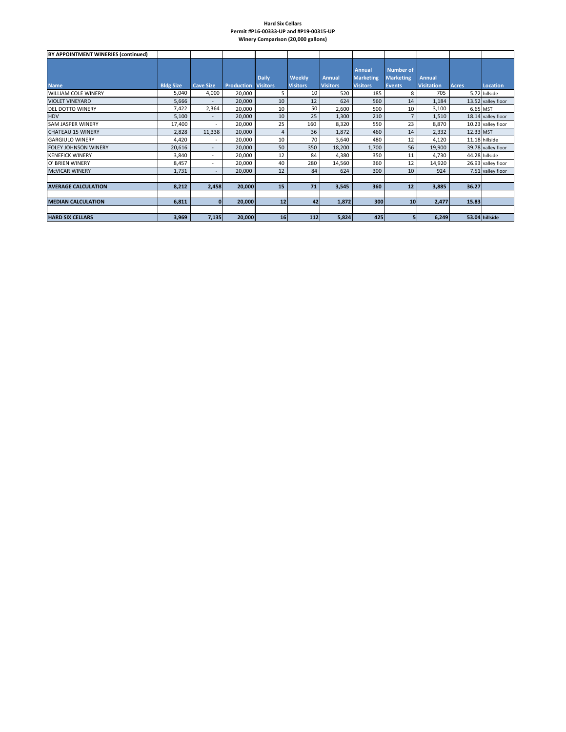**Hard Six Cellars**
**Permit #P16-00333-UP and #P19-00315-UP**
**Winery Comparison (20,000 gallons)**

| BY APPOINTMENT WINERIES (continued) | | | | | | | | | | | |
|---|---|---|---|---|---|---|---|---|---|---|---|
| **Name** | **Bldg Size** | **Cave Size** | **Production** | **Daily Visitors** | **Weekly Visitors** | **Annual Visitors** | **Annual Marketing Visitors** | **Number of Marketing Events** | **Annual Visitation** | **Acres** | **Location** |
| WILLIAM COLE WINERY | 5,040 | 4,000 | 20,000 | 5 | 10 | 520 | 185 | 8 | 705 | 5.72 | hillside |
| VIOLET VINEYARD | 5,666 | - | 20,000 | 10 | 12 | 624 | 560 | 14 | 1,184 | 13.52 | valley floor |
| DEL DOTTO WINERY | 7,422 | 2,364 | 20,000 | 10 | 50 | 2,600 | 500 | 10 | 3,100 | 6.65 | MST |
| HDV | 5,100 | - | 20,000 | 10 | 25 | 1,300 | 210 | 7 | 1,510 | 18.14 | valley floor |
| SAM JASPER WINERY | 17,400 | - | 20,000 | 25 | 160 | 8,320 | 550 | 23 | 8,870 | 10.23 | valley floor |
| CHATEAU 15 WINERY | 2,828 | 11,338 | 20,000 | 4 | 36 | 1,872 | 460 | 14 | 2,332 | 12.33 | MST |
| GARGIULO WINERY | 4,420 | - | 20,000 | 10 | 70 | 3,640 | 480 | 12 | 4,120 | 11.18 | hillside |
| FOLEY JOHNSON WINERY | 20,616 | - | 20,000 | 50 | 350 | 18,200 | 1,700 | 56 | 19,900 | 39.78 | valley floor |
| KENEFICK WINERY | 3,840 | - | 20,000 | 12 | 84 | 4,380 | 350 | 11 | 4,730 | 44.28 | hillside |
| O' BRIEN WINERY | 8,457 | - | 20,000 | 40 | 280 | 14,560 | 360 | 12 | 14,920 | 26.93 | valley floor |
| McVICAR WINERY | 1,731 | - | 20,000 | 12 | 84 | 624 | 300 | 10 | 924 | 7.51 | valley floor |
| | | | | | | | | | | | |
| **AVERAGE CALCULATION** | **8,212** | **2,458** | **20,000** | **15** | **71** | **3,545** | **360** | **12** | **3,885** | **36.27** | |
| | | | | | | | | | | | |
| **MEDIAN CALCULATION** | **6,811** | **0** | **20,000** | **12** | **42** | **1,872** | **300** | **10** | **2,477** | **15.83** | |
| | | | | | | | | | | | |
| **HARD SIX CELLARS** | **3,969** | **7,135** | **20,000** | **16** | **112** | **5,824** | **425** | **5** | **6,249** | **53.04** | **hillside** |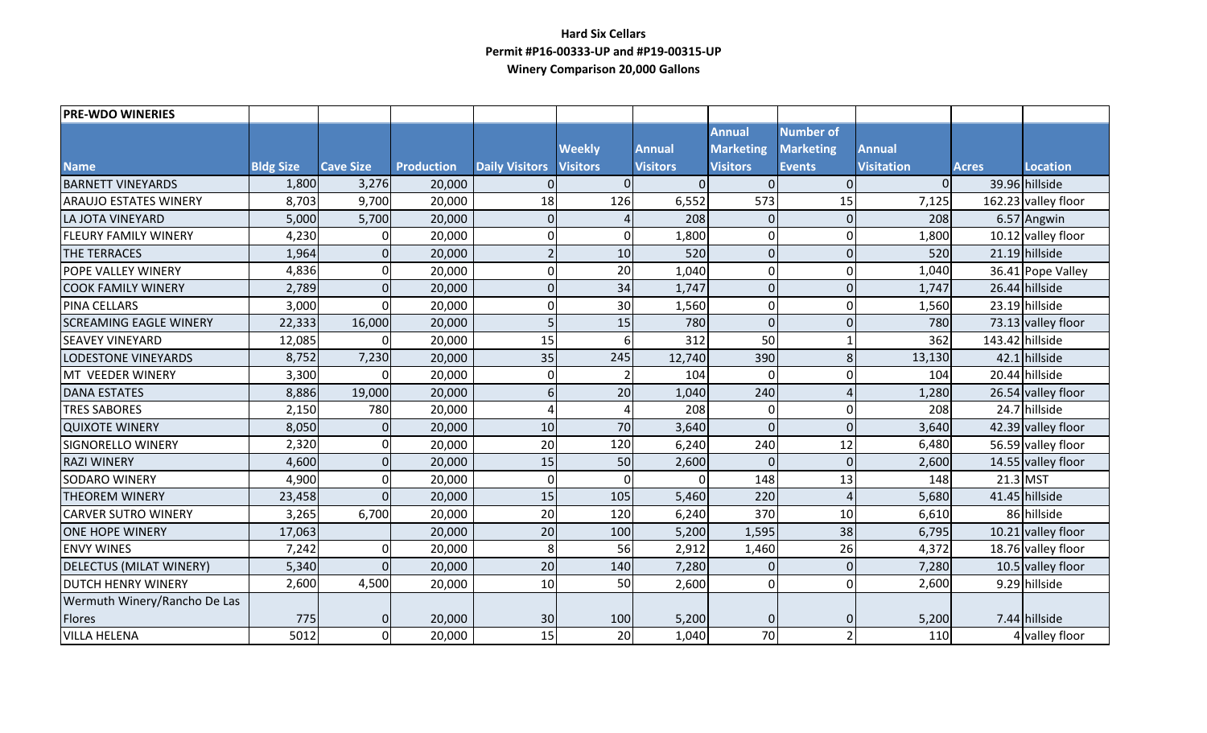**Hard Six Cellars**
**Permit #P16-00333-UP and #P19-00315-UP**
**Winery Comparison 20,000 Gallons**

| PRE-WDO WINERIES | | | | | | | | | | | |
|---|---|---|---|---|---|---|---|---|---|---|---|
| Name | Bldg Size | Cave Size | Production | Daily Visitors | Weekly Visitors | Annual Visitors | Annual Marketing Visitors | Number of Marketing Events | Annual Visitation | Acres | Location |
| BARNETT VINEYARDS | 1,800 | 3,276 | 20,000 | 0 | 0 | 0 | 0 | 0 | 0 | 39.96 | hillside |
| ARAUJO ESTATES WINERY | 8,703 | 9,700 | 20,000 | 18 | 126 | 6,552 | 573 | 15 | 7,125 | 162.23 | valley floor |
| LA JOTA VINEYARD | 5,000 | 5,700 | 20,000 | 0 | 4 | 208 | 0 | 0 | 208 | 6.57 | Angwin |
| FLEURY FAMILY WINERY | 4,230 | 0 | 20,000 | 0 | 0 | 1,800 | 0 | 0 | 1,800 | 10.12 | valley floor |
| THE TERRACES | 1,964 | 0 | 20,000 | 2 | 10 | 520 | 0 | 0 | 520 | 21.19 | hillside |
| POPE VALLEY WINERY | 4,836 | 0 | 20,000 | 0 | 20 | 1,040 | 0 | 0 | 1,040 | 36.41 | Pope Valley |
| COOK FAMILY WINERY | 2,789 | 0 | 20,000 | 0 | 34 | 1,747 | 0 | 0 | 1,747 | 26.44 | hillside |
| PINA CELLARS | 3,000 | 0 | 20,000 | 0 | 30 | 1,560 | 0 | 0 | 1,560 | 23.19 | hillside |
| SCREAMING EAGLE WINERY | 22,333 | 16,000 | 20,000 | 5 | 15 | 780 | 0 | 0 | 780 | 73.13 | valley floor |
| SEAVEY VINEYARD | 12,085 | 0 | 20,000 | 15 | 6 | 312 | 50 | 1 | 362 | 143.42 | hillside |
| LODESTONE VINEYARDS | 8,752 | 7,230 | 20,000 | 35 | 245 | 12,740 | 390 | 8 | 13,130 | 42.1 | hillside |
| MT VEEDER WINERY | 3,300 | 0 | 20,000 | 0 | 2 | 104 | 0 | 0 | 104 | 20.44 | hillside |
| DANA ESTATES | 8,886 | 19,000 | 20,000 | 6 | 20 | 1,040 | 240 | 4 | 1,280 | 26.54 | valley floor |
| TRES SABORES | 2,150 | 780 | 20,000 | 4 | 4 | 208 | 0 | 0 | 208 | 24.7 | hillside |
| QUIXOTE WINERY | 8,050 | 0 | 20,000 | 10 | 70 | 3,640 | 0 | 0 | 3,640 | 42.39 | valley floor |
| SIGNORELLO WINERY | 2,320 | 0 | 20,000 | 20 | 120 | 6,240 | 240 | 12 | 6,480 | 56.59 | valley floor |
| RAZI WINERY | 4,600 | 0 | 20,000 | 15 | 50 | 2,600 | 0 | 0 | 2,600 | 14.55 | valley floor |
| SODARO WINERY | 4,900 | 0 | 20,000 | 0 | 0 | 0 | 148 | 13 | 148 | 21.3 | MST |
| THEOREM WINERY | 23,458 | 0 | 20,000 | 15 | 105 | 5,460 | 220 | 4 | 5,680 | 41.45 | hillside |
| CARVER SUTRO WINERY | 3,265 | 6,700 | 20,000 | 20 | 120 | 6,240 | 370 | 10 | 6,610 | 86 | hillside |
| ONE HOPE WINERY | 17,063 | | 20,000 | 20 | 100 | 5,200 | 1,595 | 38 | 6,795 | 10.21 | valley floor |
| ENVY WINES | 7,242 | 0 | 20,000 | 8 | 56 | 2,912 | 1,460 | 26 | 4,372 | 18.76 | valley floor |
| DELECTUS (MILAT WINERY) | 5,340 | 0 | 20,000 | 20 | 140 | 7,280 | 0 | 0 | 7,280 | 10.5 | valley floor |
| DUTCH HENRY WINERY | 2,600 | 4,500 | 20,000 | 10 | 50 | 2,600 | 0 | 0 | 2,600 | 9.29 | hillside |
| Wermuth Winery/Rancho De Las Flores | 775 | 0 | 20,000 | 30 | 100 | 5,200 | 0 | 0 | 5,200 | 7.44 | hillside |
| VILLA HELENA | 5012 | 0 | 20,000 | 15 | 20 | 1,040 | 70 | 2 | 110 | 4 | valley floor |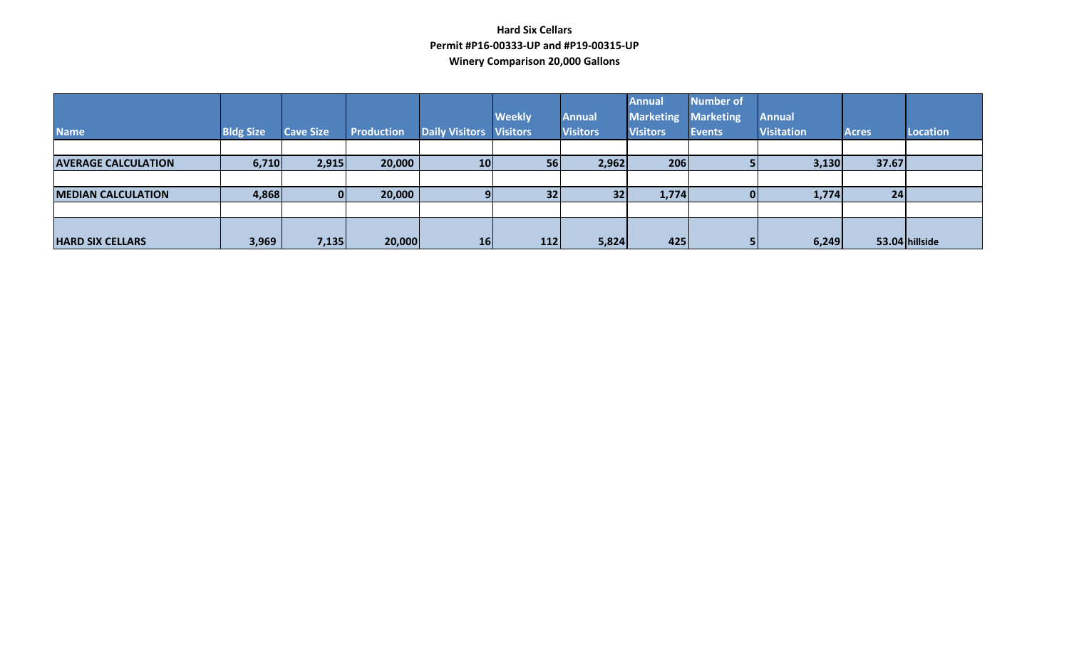**Hard Six Cellars**
**Permit #P16-00333-UP and #P19-00315-UP**
**Winery Comparison 20,000 Gallons**

| Name | Bldg Size | Cave Size | Production | Daily Visitors | Weekly Visitors | Annual Visitors | Annual Marketing Visitors | Number of Marketing Events | Annual Visitation | Acres | Location |
|---|---|---|---|---|---|---|---|---|---|---|---|
| | | | | | | | | | | | |
| **AVERAGE CALCULATION** | 6,710 | 2,915 | 20,000 | 10 | 56 | 2,962 | 206 | 5 | 3,130 | 37.67 | |
| | | | | | | | | | | | |
| **MEDIAN CALCULATION** | 4,868 | 0 | 20,000 | 9 | 32 | 32 | 1,774 | 0 | 1,774 | 24 | |
| | | | | | | | | | | | |
| **HARD SIX CELLARS** | 3,969 | 7,135 | 20,000 | 16 | 112 | 5,824 | 425 | 5 | 6,249 | 53.04 | hillside |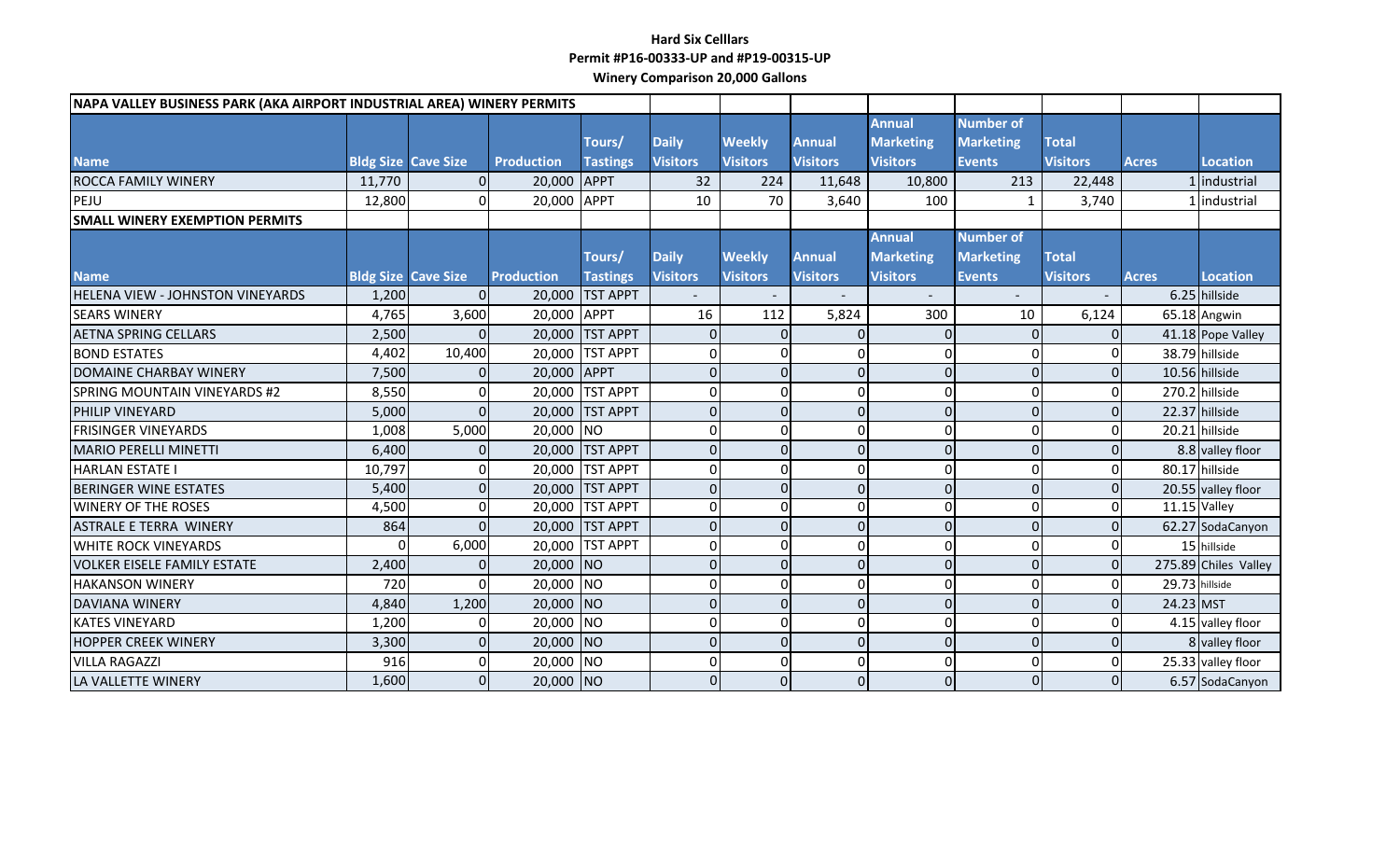**Hard Six Celllars**

**Permit #P16-00333-UP and #P19-00315-UP**

**Winery Comparison 20,000 Gallons**

| NAPA VALLEY BUSINESS PARK (AKA AIRPORT INDUSTRIAL AREA) WINERY PERMITS | | | | | | | | | | | | |
|---|---|---|---|---|---|---|---|---|---|---|---|---|
| **Name** | **Bldg Size** | **Cave Size** | **Production** | **Tours/ Tastings** | **Daily Visitors** | **Weekly Visitors** | **Annual Visitors** | **Annual Marketing Visitors** | **Number of Marketing Events** | **Total Visitors** | **Acres** | **Location** |
| ROCCA FAMILY WINERY | 11,770 | 0 | 20,000 | APPT | 32 | 224 | 11,648 | 10,800 | 213 | 22,448 | 1 | industrial |
| PEJU | 12,800 | 0 | 20,000 | APPT | 10 | 70 | 3,640 | 100 | 1 | 3,740 | 1 | industrial |
| **SMALL WINERY EXEMPTION PERMITS** | | | | | | | | | | | | |
| **Name** | **Bldg Size** | **Cave Size** | **Production** | **Tours/ Tastings** | **Daily Visitors** | **Weekly Visitors** | **Annual Visitors** | **Annual Marketing Visitors** | **Number of Marketing Events** | **Total Visitors** | **Acres** | **Location** |
| HELENA VIEW - JOHNSTON VINEYARDS | 1,200 | 0 | 20,000 | TST APPT | - | - | - | - | - | - | 6.25 | hillside |
| SEARS WINERY | 4,765 | 3,600 | 20,000 | APPT | 16 | 112 | 5,824 | 300 | 10 | 6,124 | 65.18 | Angwin |
| AETNA SPRING CELLARS | 2,500 | 0 | 20,000 | TST APPT | 0 | 0 | 0 | 0 | 0 | 0 | 41.18 | Pope Valley |
| BOND ESTATES | 4,402 | 10,400 | 20,000 | TST APPT | 0 | 0 | 0 | 0 | 0 | 0 | 38.79 | hillside |
| DOMAINE CHARBAY WINERY | 7,500 | 0 | 20,000 | APPT | 0 | 0 | 0 | 0 | 0 | 0 | 10.56 | hillside |
| SPRING MOUNTAIN VINEYARDS #2 | 8,550 | 0 | 20,000 | TST APPT | 0 | 0 | 0 | 0 | 0 | 0 | 270.2 | hillside |
| PHILIP VINEYARD | 5,000 | 0 | 20,000 | TST APPT | 0 | 0 | 0 | 0 | 0 | 0 | 22.37 | hillside |
| FRISINGER VINEYARDS | 1,008 | 5,000 | 20,000 | NO | 0 | 0 | 0 | 0 | 0 | 0 | 20.21 | hillside |
| MARIO PERELLI MINETTI | 6,400 | 0 | 20,000 | TST APPT | 0 | 0 | 0 | 0 | 0 | 0 | 8.8 | valley floor |
| HARLAN ESTATE I | 10,797 | 0 | 20,000 | TST APPT | 0 | 0 | 0 | 0 | 0 | 0 | 80.17 | hillside |
| BERINGER WINE ESTATES | 5,400 | 0 | 20,000 | TST APPT | 0 | 0 | 0 | 0 | 0 | 0 | 20.55 | valley floor |
| WINERY OF THE ROSES | 4,500 | 0 | 20,000 | TST APPT | 0 | 0 | 0 | 0 | 0 | 0 | 11.15 | Valley |
| ASTRALE E TERRA WINERY | 864 | 0 | 20,000 | TST APPT | 0 | 0 | 0 | 0 | 0 | 0 | 62.27 | SodaCanyon |
| WHITE ROCK VINEYARDS | 0 | 6,000 | 20,000 | TST APPT | 0 | 0 | 0 | 0 | 0 | 0 | 15 | hillside |
| VOLKER EISELE FAMILY ESTATE | 2,400 | 0 | 20,000 | NO | 0 | 0 | 0 | 0 | 0 | 0 | 275.89 | Chiles Valley |
| HAKANSON WINERY | 720 | 0 | 20,000 | NO | 0 | 0 | 0 | 0 | 0 | 0 | 29.73 | hillside |
| DAVIANA WINERY | 4,840 | 1,200 | 20,000 | NO | 0 | 0 | 0 | 0 | 0 | 0 | 24.23 | MST |
| KATES VINEYARD | 1,200 | 0 | 20,000 | NO | 0 | 0 | 0 | 0 | 0 | 0 | 4.15 | valley floor |
| HOPPER CREEK WINERY | 3,300 | 0 | 20,000 | NO | 0 | 0 | 0 | 0 | 0 | 0 | 8 | valley floor |
| VILLA RAGAZZI | 916 | 0 | 20,000 | NO | 0 | 0 | 0 | 0 | 0 | 0 | 25.33 | valley floor |
| LA VALLETTE WINERY | 1,600 | 0 | 20,000 | NO | 0 | 0 | 0 | 0 | 0 | 0 | 6.57 | SodaCanyon |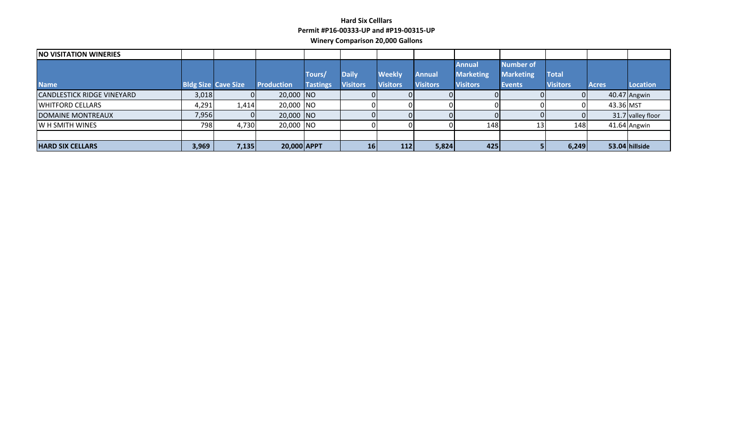**Hard Six Celllars**

**Permit #P16-00333-UP and #P19-00315-UP**

**Winery Comparison 20,000 Gallons**

| **NO VISITATION WINERIES** | | | | | | | | | | | | |
|---|---|---|---|---|---|---|---|---|---|---|---|---|
| **Name** | **Bldg Size** | **Cave Size** | **Production** | **Tours/ Tastings** | **Daily Visitors** | **Weekly Visitors** | **Annual Visitors** | **Annual Marketing Visitors** | **Number of Marketing Events** | **Total Visitors** | **Acres** | **Location** |
| CANDLESTICK RIDGE VINEYARD | 3,018 | 0 | 20,000 | NO | 0 | 0 | 0 | 0 | 0 | 0 | 40.47 | Angwin |
| WHITFORD CELLARS | 4,291 | 1,414 | 20,000 | NO | 0 | 0 | 0 | 0 | 0 | 0 | 43.36 | MST |
| DOMAINE MONTREAUX | 7,956 | 0 | 20,000 | NO | 0 | 0 | 0 | 0 | 0 | 0 | 31.7 | valley floor |
| W H SMITH WINES | 798 | 4,730 | 20,000 | NO | 0 | 0 | 0 | 148 | 13 | 148 | 41.64 | Angwin |
| | | | | | | | | | | | | |
| **HARD SIX CELLARS** | **3,969** | **7,135** | **20,000** | **APPT** | **16** | **112** | **5,824** | **425** | **5** | **6,249** | **53.04** | **hillside** |